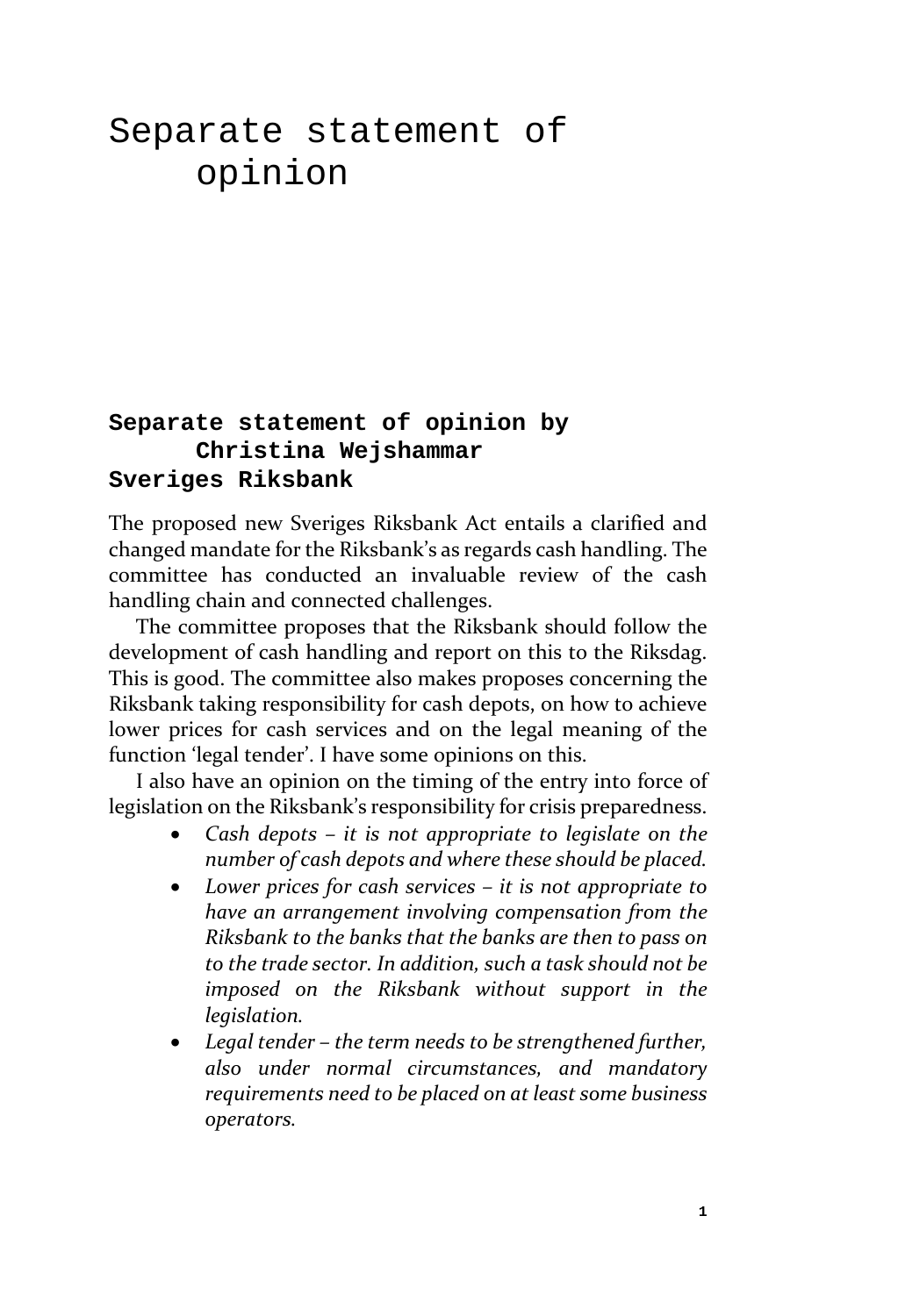# Separate statement of opinion

## Separate statement of opinion by Christina Wejshammar Sveriges Riksbank

The proposed new Sveriges Riksbank Act entails a clarified and changed mandate for the Riksbank's as regards cash handling. The committee has conducted an invaluable review of the cash handling chain and connected challenges.

The committee proposes that the Riksbank should follow the development of cash handling and report on this to the Riksdag. This is good. The committee also makes proposes concerning the Riksbank taking responsibility for cash depots, on how to achieve lower prices for cash services and on the legal meaning of the function 'legal tender'. I have some opinions on this.

I also have an opinion on the timing of the entry into force of legislation on the Riksbank's responsibility for crisis preparedness.

- *Cash depots – it is not appropriate to legislate on the number of cash depots and where these should be placed.*
- *Lower prices for cash services – it is not appropriate to have an arrangement involving compensation from the Riksbank to the banks that the banks are then to pass on to the trade sector. In addition, such a task should not be imposed on the Riksbank without support in the legislation.*
- *Legal tender – the term needs to be strengthened further, also under normal circumstances, and mandatory requirements need to be placed on at least some business operators.*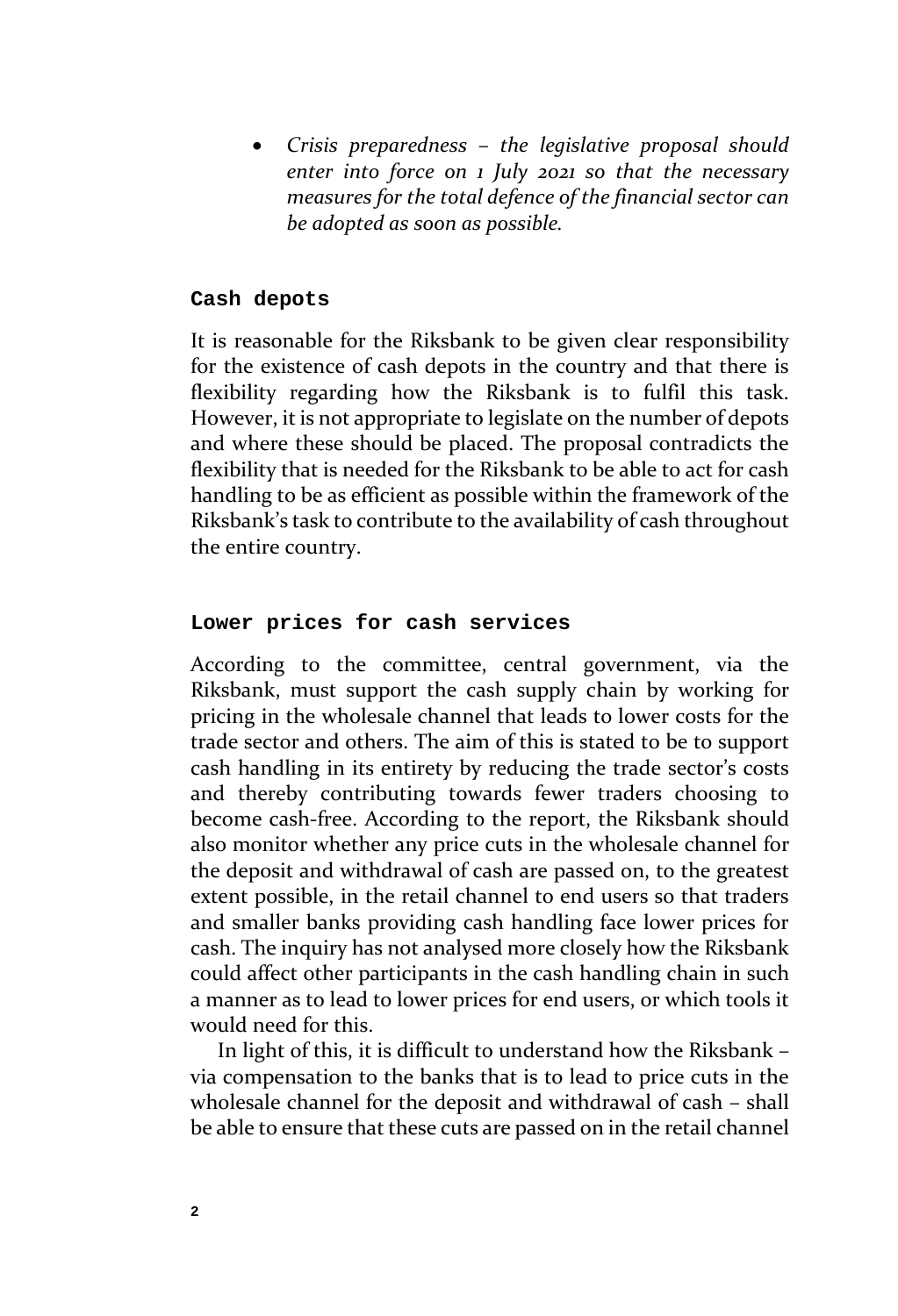- *Crisis preparedness – the legislative proposal should enter into force on 1 July 2021 so that the necessary measures for the total defence of the financial sector can be adopted as soon as possible.*

### Cash depots

It is reasonable for the Riksbank to be given clear responsibility for the existence of cash depots in the country and that there is flexibility regarding how the Riksbank is to fulfil this task. However, it is not appropriate to legislate on the number of depots and where these should be placed. The proposal contradicts the flexibility that is needed for the Riksbank to be able to act for cash handling to be as efficient as possible within the framework of the Riksbank's task to contribute to the availability of cash throughout the entire country.

### Lower prices for cash services

According to the committee, central government, via the Riksbank, must support the cash supply chain by working for pricing in the wholesale channel that leads to lower costs for the trade sector and others. The aim of this is stated to be to support cash handling in its entirety by reducing the trade sector's costs and thereby contributing towards fewer traders choosing to become cash-free. According to the report, the Riksbank should also monitor whether any price cuts in the wholesale channel for the deposit and withdrawal of cash are passed on, to the greatest extent possible, in the retail channel to end users so that traders and smaller banks providing cash handling face lower prices for cash. The inquiry has not analysed more closely how the Riksbank could affect other participants in the cash handling chain in such a manner as to lead to lower prices for end users, or which tools it would need for this.

In light of this, it is difficult to understand how the Riksbank – via compensation to the banks that is to lead to price cuts in the wholesale channel for the deposit and withdrawal of cash – shall be able to ensure that these cuts are passed on in the retail channel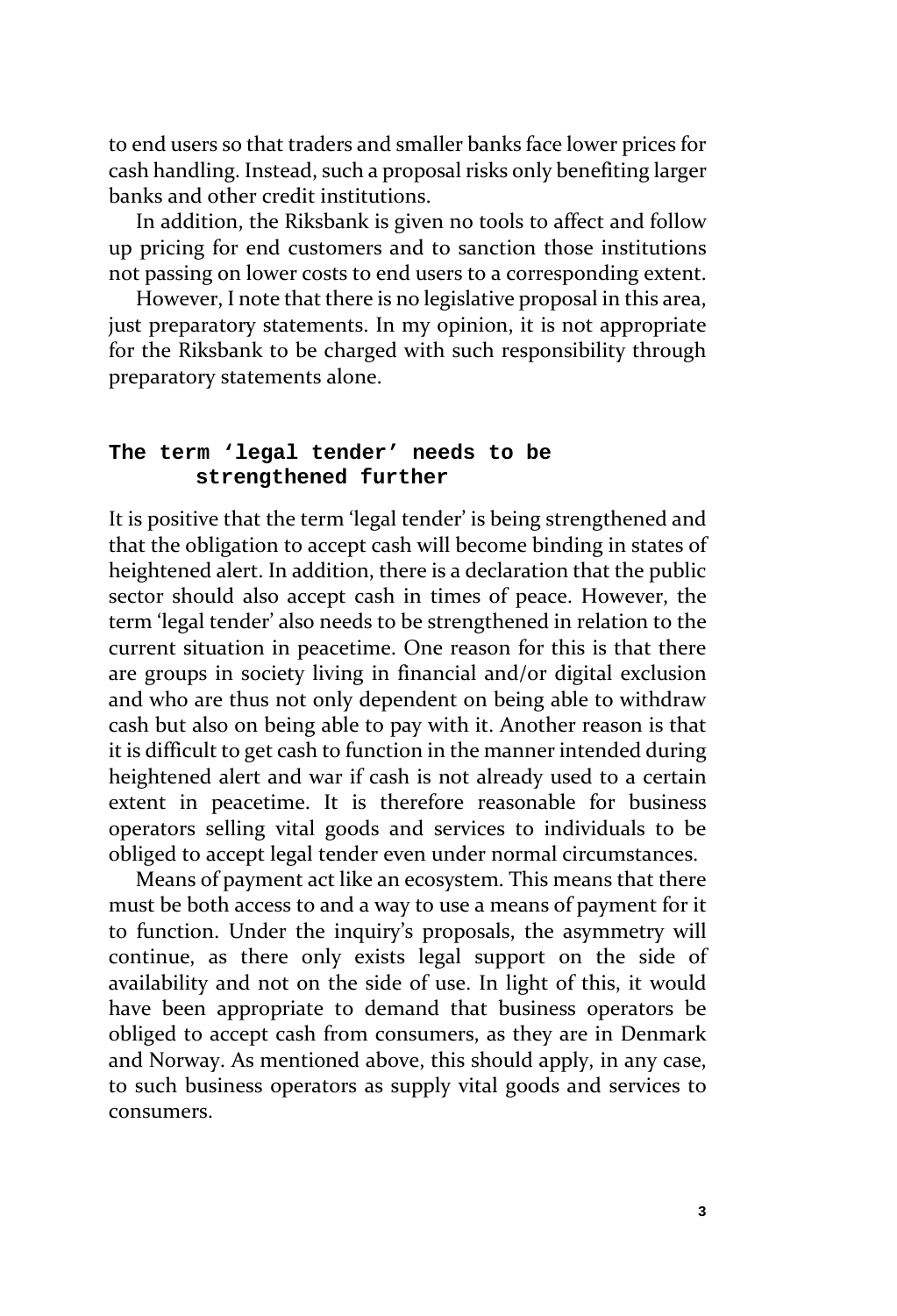to end users so that traders and smaller banks face lower prices for cash handling. Instead, such a proposal risks only benefiting larger banks and other credit institutions.

In addition, the Riksbank is given no tools to affect and follow up pricing for end customers and to sanction those institutions not passing on lower costs to end users to a corresponding extent.

However, I note that there is no legislative proposal in this area, just preparatory statements. In my opinion, it is not appropriate for the Riksbank to be charged with such responsibility through preparatory statements alone.

## The term 'legal tender' needs to be strengthened further

It is positive that the term 'legal tender' is being strengthened and that the obligation to accept cash will become binding in states of heightened alert. In addition, there is a declaration that the public sector should also accept cash in times of peace. However, the term 'legal tender' also needs to be strengthened in relation to the current situation in peacetime. One reason for this is that there are groups in society living in financial and/or digital exclusion and who are thus not only dependent on being able to withdraw cash but also on being able to pay with it. Another reason is that it is difficult to get cash to function in the manner intended during heightened alert and war if cash is not already used to a certain extent in peacetime. It is therefore reasonable for business operators selling vital goods and services to individuals to be obliged to accept legal tender even under normal circumstances.

Means of payment act like an ecosystem. This means that there must be both access to and a way to use a means of payment for it to function. Under the inquiry's proposals, the asymmetry will continue, as there only exists legal support on the side of availability and not on the side of use. In light of this, it would have been appropriate to demand that business operators be obliged to accept cash from consumers, as they are in Denmark and Norway. As mentioned above, this should apply, in any case, to such business operators as supply vital goods and services to consumers.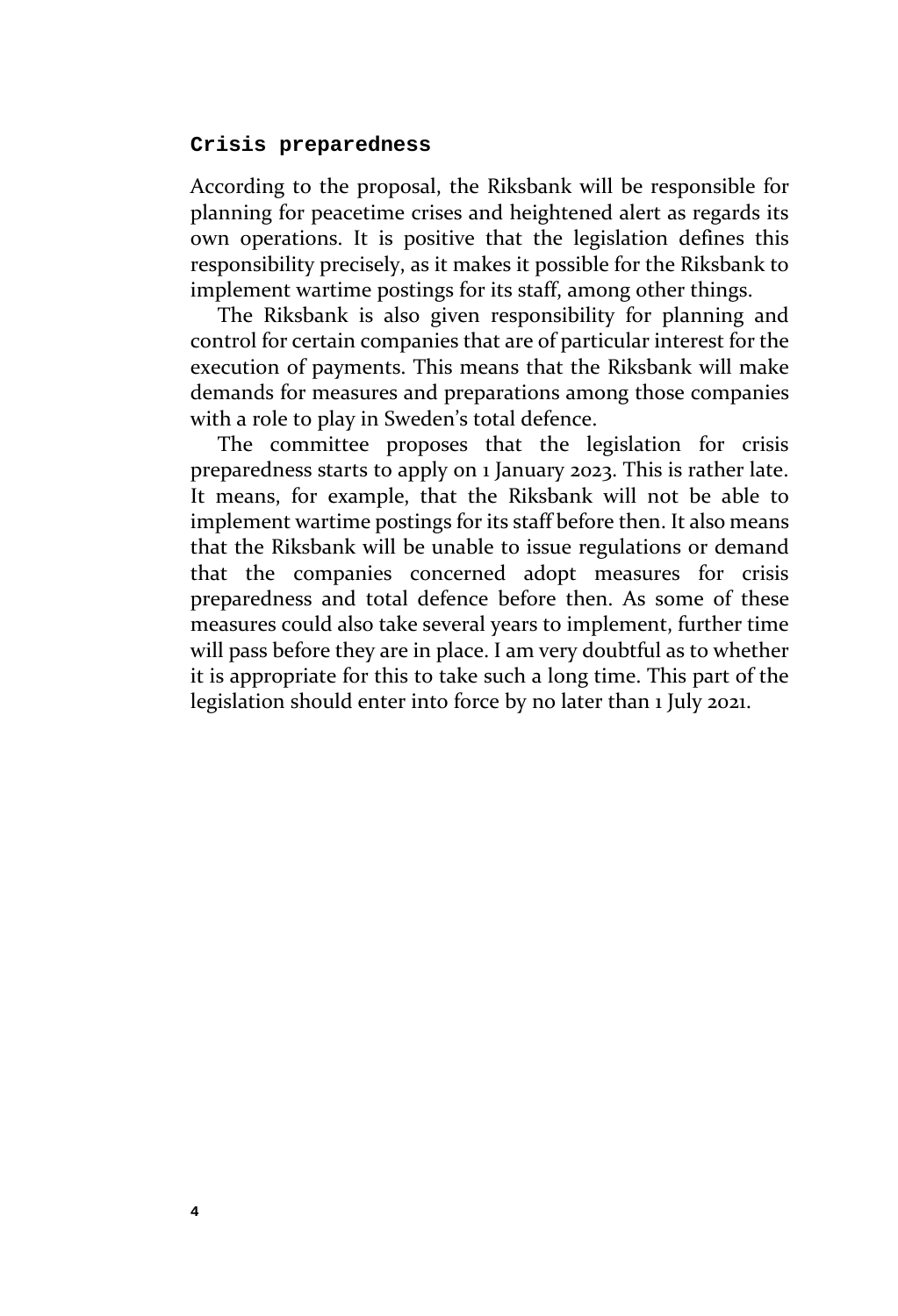## Crisis preparedness

According to the proposal, the Riksbank will be responsible for planning for peacetime crises and heightened alert as regards its own operations. It is positive that the legislation defines this responsibility precisely, as it makes it possible for the Riksbank to implement wartime postings for its staff, among other things.

The Riksbank is also given responsibility for planning and control for certain companies that are of particular interest for the execution of payments. This means that the Riksbank will make demands for measures and preparations among those companies with a role to play in Sweden's total defence.

The committee proposes that the legislation for crisis preparedness starts to apply on 1 January 2023. This is rather late. It means, for example, that the Riksbank will not be able to implement wartime postings for its staff before then. It also means that the Riksbank will be unable to issue regulations or demand that the companies concerned adopt measures for crisis preparedness and total defence before then. As some of these measures could also take several years to implement, further time will pass before they are in place. I am very doubtful as to whether it is appropriate for this to take such a long time. This part of the legislation should enter into force by no later than 1 July 2021.